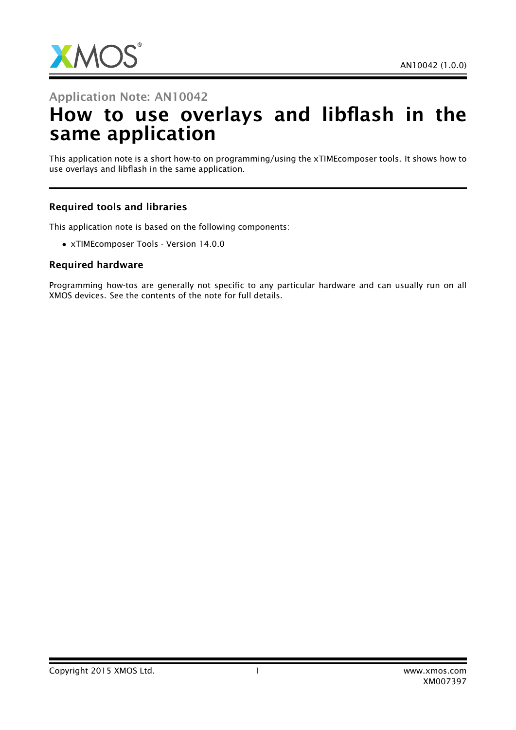Application Note: AN10042

# How to use overlays and libflash in the same application

This application note is a short how-to on programming/using the xTIMEcomposer tools. It shows how to use overlays and libflash in the same application.

### Required tools and libraries

This application note is based on the following components:

- xTIMEcomposer Tools - Version 14.0.0

### Required hardware

Programming how-tos are generally not specific to any particular hardware and can usually run on all XMOS devices. See the contents of the note for full details.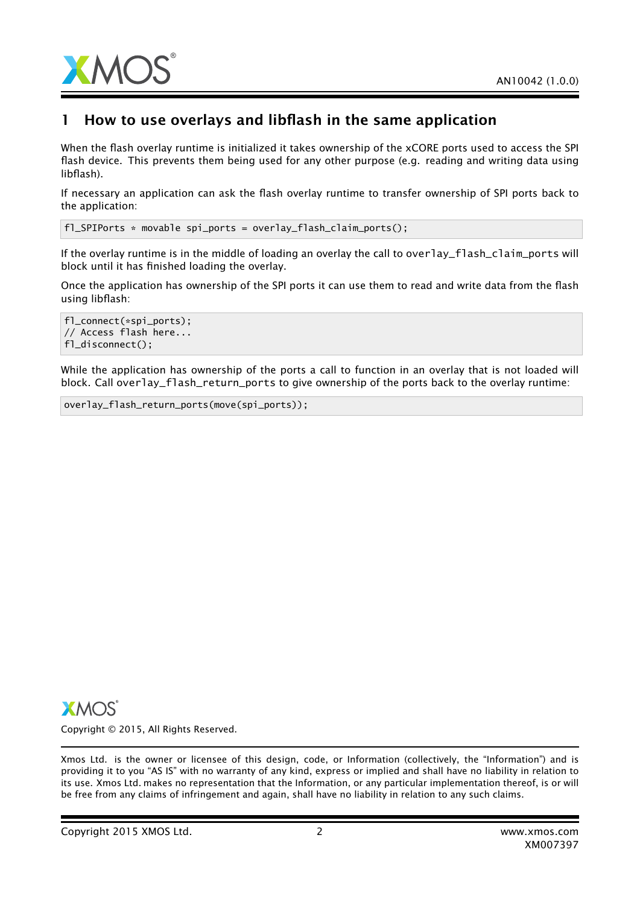# 1 How to use overlays and libflash in the same application

When the flash overlay runtime is initialized it takes ownership of the xCORE ports used to access the SPI flash device. This prevents them being used for any other purpose (e.g. reading and writing data using libflash).

If necessary an application can ask the flash overlay runtime to transfer ownership of SPI ports back to the application:

```
fl_SPIPorts * movable spi_ports = overlay_flash_claim_ports();
```

If the overlay runtime is in the middle of loading an overlay the call to `overlay_flash_claim_ports` will block until it has finished loading the overlay.

Once the application has ownership of the SPI ports it can use them to read and write data from the flash using libflash:

```
fl_connect(*spi_ports);
// Access flash here...
fl_disconnect();
```

While the application has ownership of the ports a call to function in an overlay that is not loaded will block. Call `overlay_flash_return_ports` to give ownership of the ports back to the overlay runtime:

```
overlay_flash_return_ports(move(spi_ports));
```

XMOS®

Copyright © 2015, All Rights Reserved.

Xmos Ltd. is the owner or licensee of this design, code, or Information (collectively, the "Information") and is providing it to you "AS IS" with no warranty of any kind, express or implied and shall have no liability in relation to its use. Xmos Ltd. makes no representation that the Information, or any particular implementation thereof, is or will be free from any claims of infringement and again, shall have no liability in relation to any such claims.